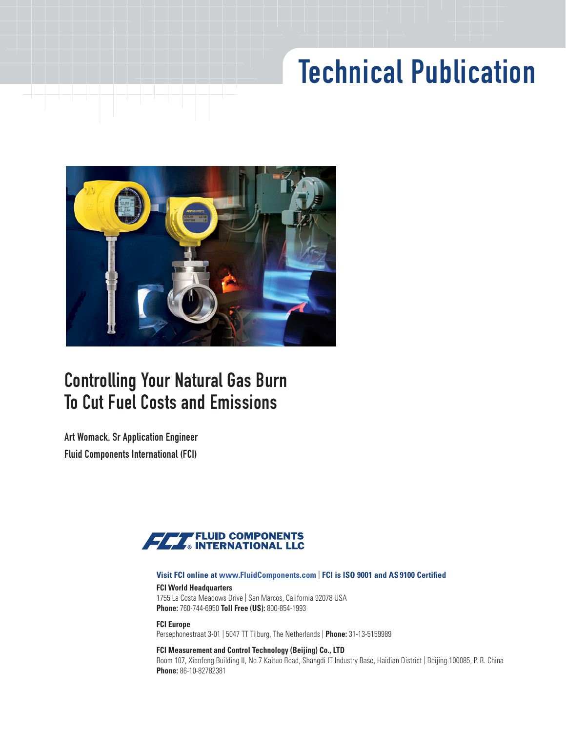# Technical Publication

## Controlling Your Natural Gas Burn To Cut Fuel Costs and Emissions

**Art Womack, Sr Application Engineer**
**Fluid Components International (FCI)**

FLUID COMPONENTS INTERNATIONAL LLC

**Visit FCI online at www.FluidComponents.com | FCI is ISO 9001 and AS9100 Certified**

**FCI World Headquarters**
1755 La Costa Meadows Drive | San Marcos, California 92078 USA
**Phone:** 760-744-6950 **Toll Free (US):** 800-854-1993

**FCI Europe**
Persephonestraat 3-01 | 5047 TT Tilburg, The Netherlands | **Phone:** 31-13-5159989

**FCI Measurement and Control Technology (Beijing) Co., LTD**
Room 107, Xianfeng Building II, No.7 Kaituo Road, Shangdi IT Industry Base, Haidian District | Beijing 100085, P. R. China
**Phone:** 86-10-82782381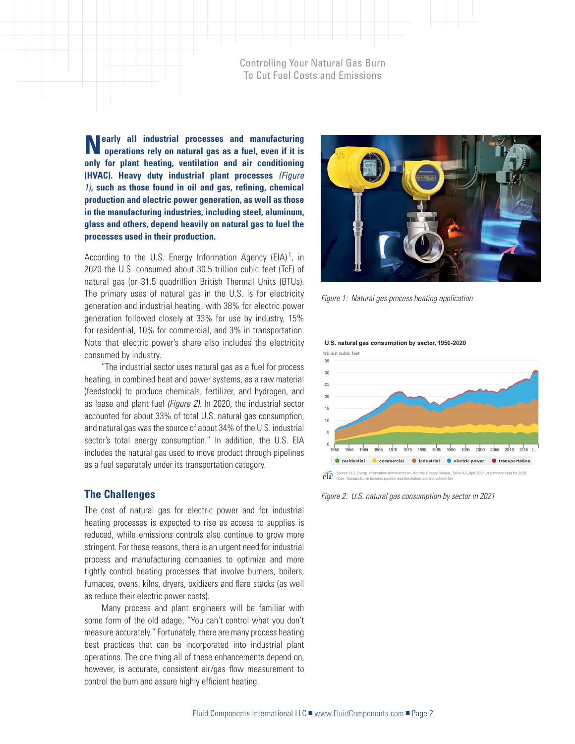**Nearly all industrial processes and manufacturing operations rely on natural gas as a fuel, even if it is only for plant heating, ventilation and air conditioning (HVAC). Heavy duty industrial plant processes *(Figure 1)*, such as those found in oil and gas, refining, chemical production and electric power generation, as well as those in the manufacturing industries, including steel, aluminum, glass and others, depend heavily on natural gas to fuel the processes used in their production.**

According to the U.S. Energy Information Agency (EIA)[1], in 2020 the U.S. consumed about 30.5 trillion cubic feet (TcF) of natural gas (or 31.5 quadrillion British Thermal Units (BTUs). The primary uses of natural gas in the U.S. is for electricity generation and industrial heating, with 38% for electric power generation followed closely at 33% for use by industry, 15% for residential, 10% for commercial, and 3% in transportation. Note that electric power's share also includes the electricity consumed by industry.

"The industrial sector uses natural gas as a fuel for process heating, in combined heat and power systems, as a raw material (feedstock) to produce chemicals, fertilizer, and hydrogen, and as lease and plant fuel *(Figure 2)*. In 2020, the industrial sector accounted for about 33% of total U.S. natural gas consumption, and natural gas was the source of about 34% of the U.S. industrial sector's total energy consumption." In addition, the U.S. EIA includes the natural gas used to move product through pipelines as a fuel separately under its transportation category.

*Figure 1: Natural gas process heating application*

*Figure 2: U.S. natural gas consumption by sector in 2021*

## The Challenges

The cost of natural gas for electric power and for industrial heating processes is expected to rise as access to supplies is reduced, while emissions controls also continue to grow more stringent. For these reasons, there is an urgent need for industrial process and manufacturing companies to optimize and more tightly control heating processes that involve burners, boilers, furnaces, ovens, kilns, dryers, oxidizers and flare stacks (as well as reduce their electric power costs).

Many process and plant engineers will be familiar with some form of the old adage, "You can't control what you don't measure accurately." Fortunately, there are many process heating best practices that can be incorporated into industrial plant operations. The one thing all of these enhancements depend on, however, is accurate, consistent air/gas flow measurement to control the burn and assure highly efficient heating.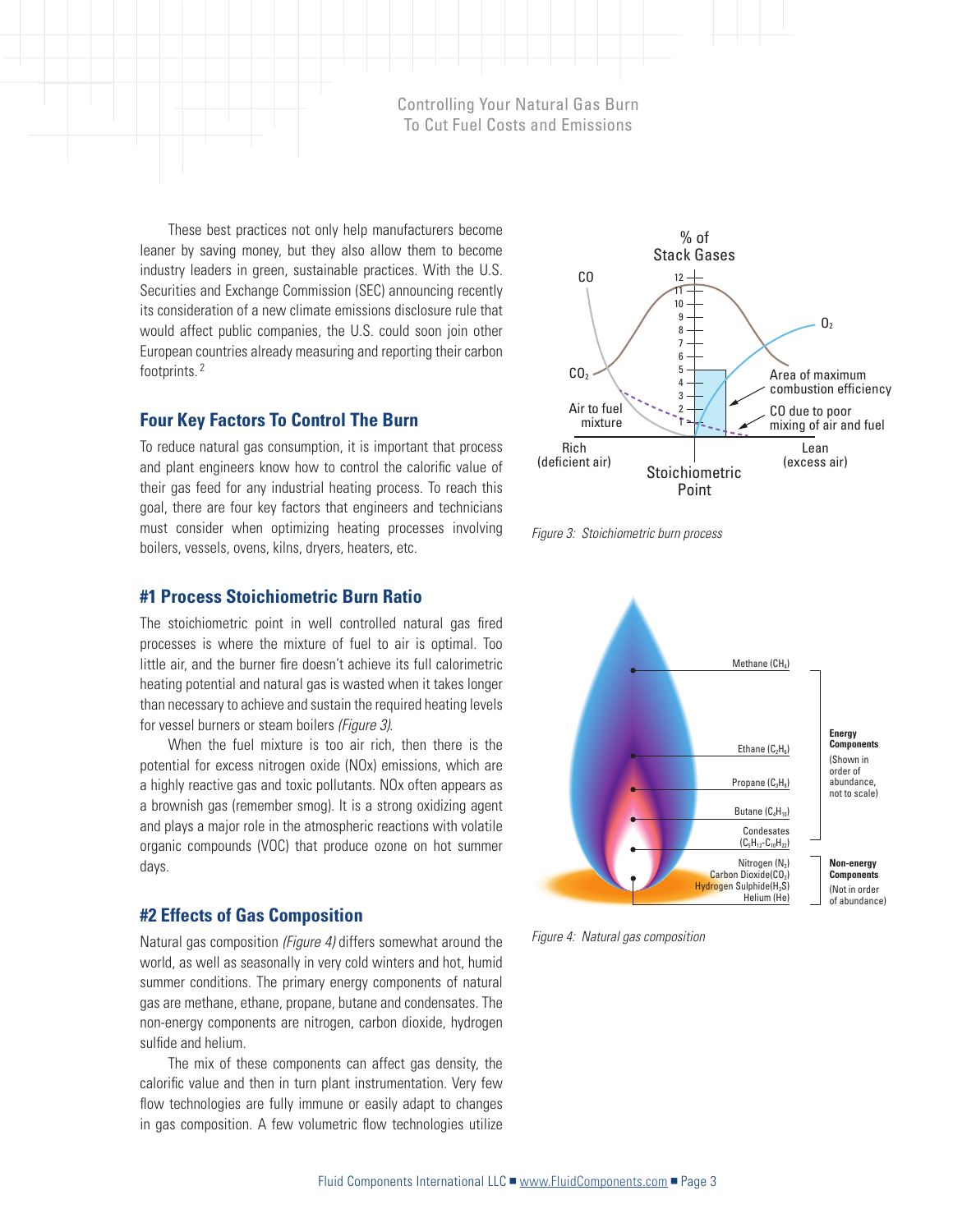These best practices not only help manufacturers become leaner by saving money, but they also allow them to become industry leaders in green, sustainable practices. With the U.S. Securities and Exchange Commission (SEC) announcing recently its consideration of a new climate emissions disclosure rule that would affect public companies, the U.S. could soon join other European countries already measuring and reporting their carbon footprints.[2]

## Four Key Factors To Control The Burn

To reduce natural gas consumption, it is important that process and plant engineers know how to control the calorific value of their gas feed for any industrial heating process. To reach this goal, there are four key factors that engineers and technicians must consider when optimizing heating processes involving boilers, vessels, ovens, kilns, dryers, heaters, etc.

### #1 Process Stoichiometric Burn Ratio

The stoichiometric point in well controlled natural gas fired processes is where the mixture of fuel to air is optimal. Too little air, and the burner fire doesn't achieve its full calorimetric heating potential and natural gas is wasted when it takes longer than necessary to achieve and sustain the required heating levels for vessel burners or steam boilers *(Figure 3)*.

When the fuel mixture is too air rich, then there is the potential for excess nitrogen oxide (NOx) emissions, which are a highly reactive gas and toxic pollutants. NOx often appears as a brownish gas (remember smog). It is a strong oxidizing agent and plays a major role in the atmospheric reactions with volatile organic compounds (VOC) that produce ozone on hot summer days.

### #2 Effects of Gas Composition

Natural gas composition *(Figure 4)* differs somewhat around the world, as well as seasonally in very cold winters and hot, humid summer conditions. The primary energy components of natural gas are methane, ethane, propane, butane and condensates. The non-energy components are nitrogen, carbon dioxide, hydrogen sulfide and helium.

The mix of these components can affect gas density, the calorific value and then in turn plant instrumentation. Very few flow technologies are fully immune or easily adapt to changes in gas composition. A few volumetric flow technologies utilize

*Figure 3: Stoichiometric burn process*

*Figure 4: Natural gas composition*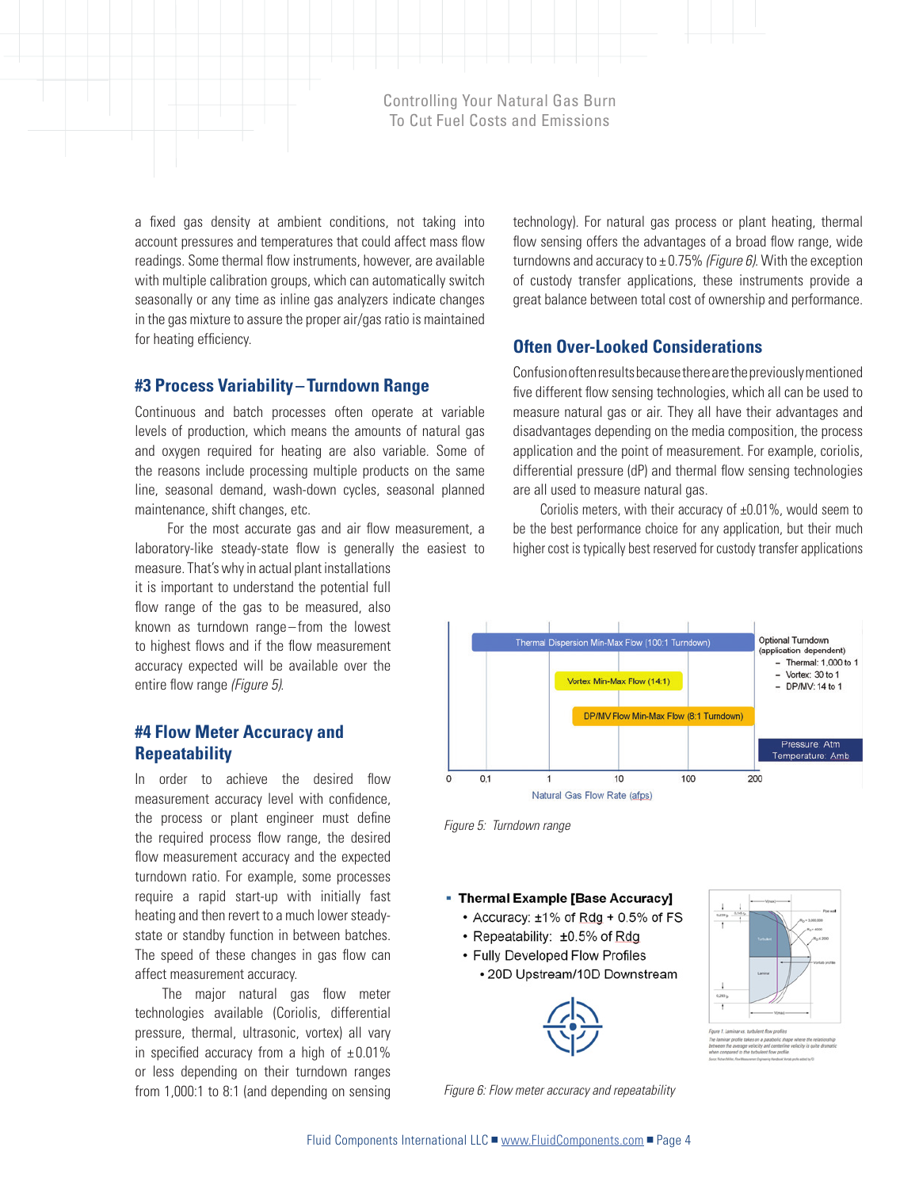a fixed gas density at ambient conditions, not taking into account pressures and temperatures that could affect mass flow readings. Some thermal flow instruments, however, are available with multiple calibration groups, which can automatically switch seasonally or any time as inline gas analyzers indicate changes in the gas mixture to assure the proper air/gas ratio is maintained for heating efficiency.

### #3 Process Variability – Turndown Range

Continuous and batch processes often operate at variable levels of production, which means the amounts of natural gas and oxygen required for heating are also variable. Some of the reasons include processing multiple products on the same line, seasonal demand, wash-down cycles, seasonal planned maintenance, shift changes, etc.

For the most accurate gas and air flow measurement, a laboratory-like steady-state flow is generally the easiest to measure. That's why in actual plant installations it is important to understand the potential full flow range of the gas to be measured, also known as turndown range – from the lowest to highest flows and if the flow measurement accuracy expected will be available over the entire flow range *(Figure 5)*.

### #4 Flow Meter Accuracy and Repeatability

In order to achieve the desired flow measurement accuracy level with confidence, the process or plant engineer must define the required process flow range, the desired flow measurement accuracy and the expected turndown ratio. For example, some processes require a rapid start-up with initially fast heating and then revert to a much lower steady-state or standby function in between batches. The speed of these changes in gas flow can affect measurement accuracy.

The major natural gas flow meter technologies available (Coriolis, differential pressure, thermal, ultrasonic, vortex) all vary in specified accuracy from a high of ±0.01% or less depending on their turndown ranges from 1,000:1 to 8:1 (and depending on sensing technology). For natural gas process or plant heating, thermal flow sensing offers the advantages of a broad flow range, wide turndowns and accuracy to ± 0.75% *(Figure 6)*. With the exception of custody transfer applications, these instruments provide a great balance between total cost of ownership and performance.

### Often Over-Looked Considerations

Confusion often results because there are the previously mentioned five different flow sensing technologies, which all can be used to measure natural gas or air. They all have their advantages and disadvantages depending on the media composition, the process application and the point of measurement. For example, coriolis, differential pressure (dP) and thermal flow sensing technologies are all used to measure natural gas.

Coriolis meters, with their accuracy of ±0.01%, would seem to be the best performance choice for any application, but their much higher cost is typically best reserved for custody transfer applications

Thermal Dispersion Min-Max Flow (100:1 Turndown)

Vortex Min-Max Flow (14:1)

DP/MV Flow Min-Max Flow (8:1 Turndown)

Optional Turndown (application dependent)
- Thermal: 1,000 to 1
- Vortex: 30 to 1
- DP/MV: 14 to 1

Pressure: Atm
Temperature: Amb

0 0.1 1 10 100 200

Natural Gas Flow Rate (afps)

*Figure 5: Turndown range*

- **Thermal Example [Base Accuracy]**
  - Accuracy: ±1% of Rdg + 0.5% of FS
  - Repeatability: ±0.5% of Rdg
  - Fully Developed Flow Profiles
    - 20D Upstream/10D Downstream

*Figure 6: Flow meter accuracy and repeatability*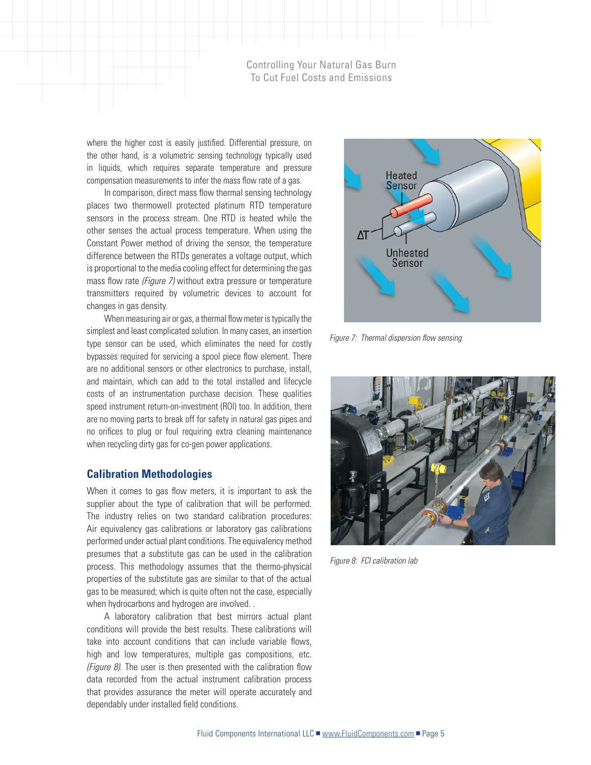where the higher cost is easily justified. Differential pressure, on the other hand, is a volumetric sensing technology typically used in liquids, which requires separate temperature and pressure compensation measurements to infer the mass flow rate of a gas.

In comparison, direct mass flow thermal sensing technology places two thermowell protected platinum RTD temperature sensors in the process stream. One RTD is heated while the other senses the actual process temperature. When using the Constant Power method of driving the sensor, the temperature difference between the RTDs generates a voltage output, which is proportional to the media cooling effect for determining the gas mass flow rate *(Figure 7)* without extra pressure or temperature transmitters required by volumetric devices to account for changes in gas density.

When measuring air or gas, a thermal flow meter is typically the simplest and least complicated solution. In many cases, an insertion type sensor can be used, which eliminates the need for costly bypasses required for servicing a spool piece flow element. There are no additional sensors or other electronics to purchase, install, and maintain, which can add to the total installed and lifecycle costs of an instrumentation purchase decision. These qualities speed instrument return-on-investment (ROI) too. In addition, there are no moving parts to break off for safety in natural gas pipes and no orifices to plug or foul requiring extra cleaning maintenance when recycling dirty gas for co-gen power applications.

*Figure 7: Thermal dispersion flow sensing*

## Calibration Methodologies

When it comes to gas flow meters, it is important to ask the supplier about the type of calibration that will be performed. The industry relies on two standard calibration procedures: Air equivalency gas calibrations or laboratory gas calibrations performed under actual plant conditions. The equivalency method presumes that a substitute gas can be used in the calibration process. This methodology assumes that the thermo-physical properties of the substitute gas are similar to that of the actual gas to be measured; which is quite often not the case, especially when hydrocarbons and hydrogen are involved. .

A laboratory calibration that best mirrors actual plant conditions will provide the best results. These calibrations will take into account conditions that can include variable flows, high and low temperatures, multiple gas compositions, etc. *(Figure 8)*. The user is then presented with the calibration flow data recorded from the actual instrument calibration process that provides assurance the meter will operate accurately and dependably under installed field conditions.

*Figure 8: FCI calibration lab*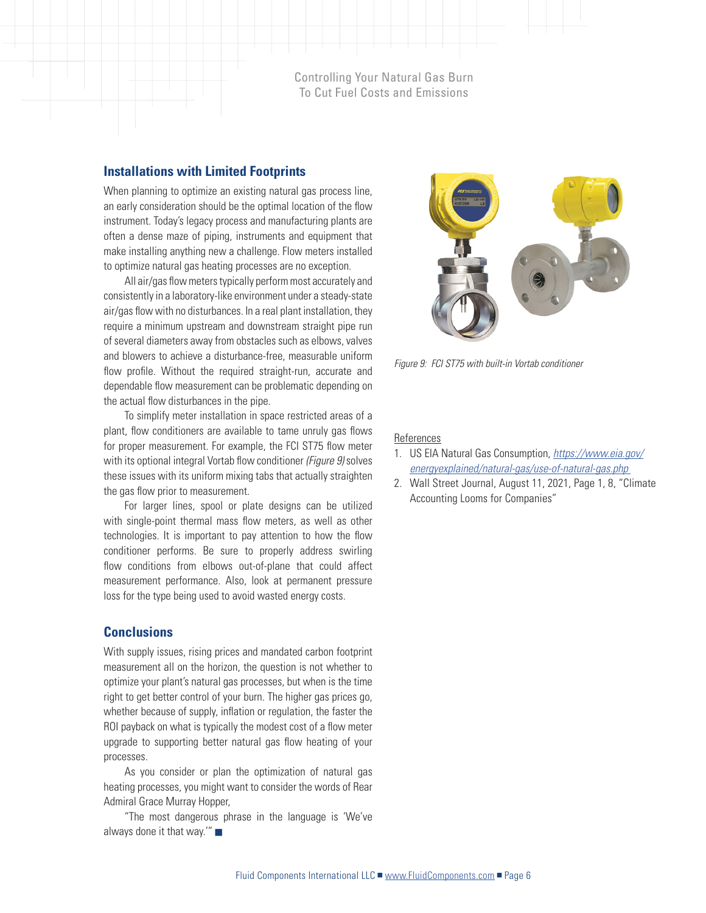## Installations with Limited Footprints

When planning to optimize an existing natural gas process line, an early consideration should be the optimal location of the flow instrument. Today's legacy process and manufacturing plants are often a dense maze of piping, instruments and equipment that make installing anything new a challenge. Flow meters installed to optimize natural gas heating processes are no exception.

All air/gas flow meters typically perform most accurately and consistently in a laboratory-like environment under a steady-state air/gas flow with no disturbances. In a real plant installation, they require a minimum upstream and downstream straight pipe run of several diameters away from obstacles such as elbows, valves and blowers to achieve a disturbance-free, measurable uniform flow profile. Without the required straight-run, accurate and dependable flow measurement can be problematic depending on the actual flow disturbances in the pipe.

To simplify meter installation in space restricted areas of a plant, flow conditioners are available to tame unruly gas flows for proper measurement. For example, the FCI ST75 flow meter with its optional integral Vortab flow conditioner *(Figure 9)* solves these issues with its uniform mixing tabs that actually straighten the gas flow prior to measurement.

For larger lines, spool or plate designs can be utilized with single-point thermal mass flow meters, as well as other technologies. It is important to pay attention to how the flow conditioner performs. Be sure to properly address swirling flow conditions from elbows out-of-plane that could affect measurement performance. Also, look at permanent pressure loss for the type being used to avoid wasted energy costs.

*Figure 9: FCI ST75 with built-in Vortab conditioner*

## Conclusions

With supply issues, rising prices and mandated carbon footprint measurement all on the horizon, the question is not whether to optimize your plant's natural gas processes, but when is the time right to get better control of your burn. The higher gas prices go, whether because of supply, inflation or regulation, the faster the ROI payback on what is typically the modest cost of a flow meter upgrade to supporting better natural gas flow heating of your processes.

As you consider or plan the optimization of natural gas heating processes, you might want to consider the words of Rear Admiral Grace Murray Hopper,

"The most dangerous phrase in the language is 'We've always done it that way.'" ■

References

1. US EIA Natural Gas Consumption, *https://www.eia.gov/energyexplained/natural-gas/use-of-natural-gas.php*
2. Wall Street Journal, August 11, 2021, Page 1, 8, "Climate Accounting Looms for Companies"